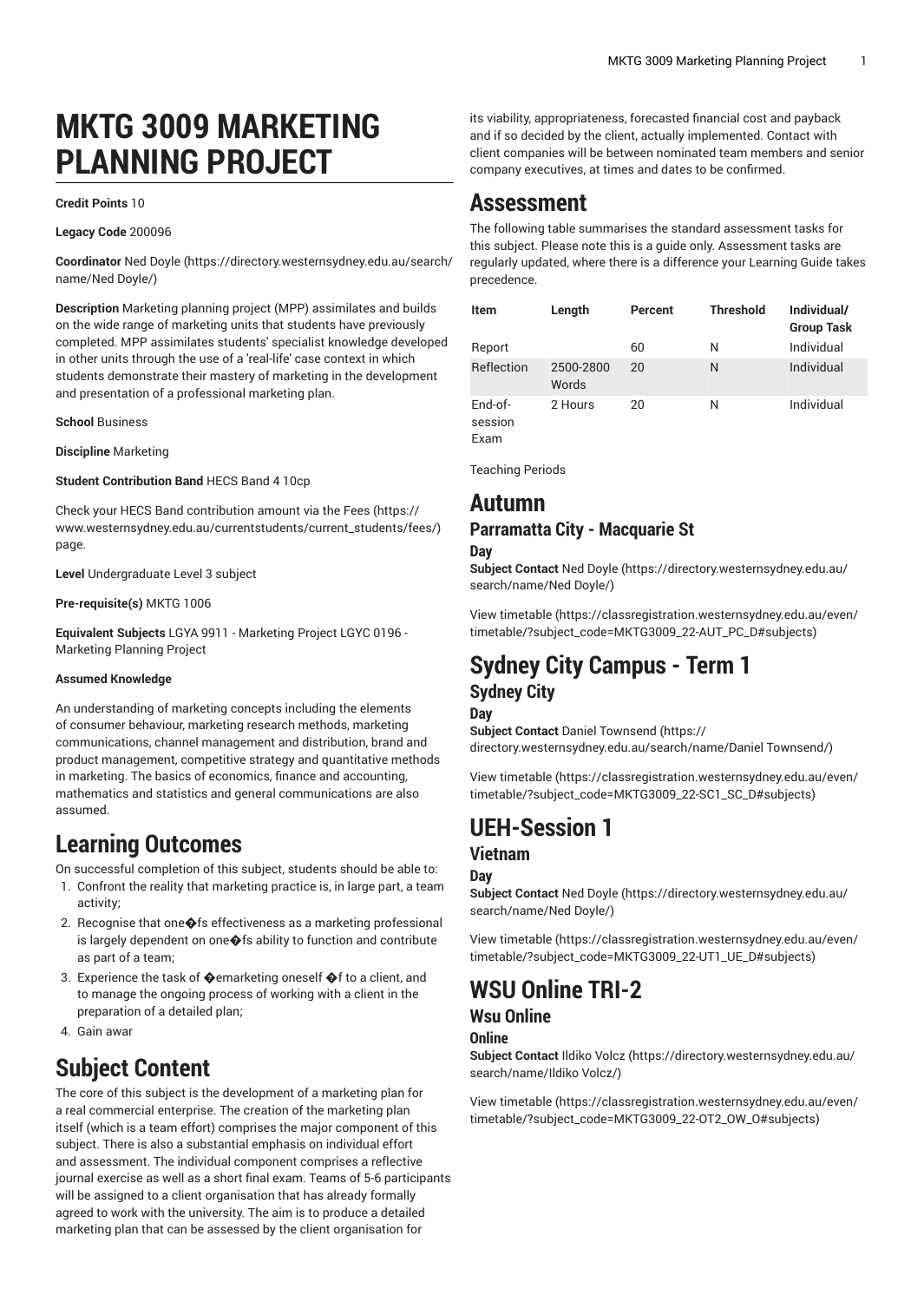# MKTG 3009 MARKETING PLANNING PROJECT

**Credit Points** 10

**Legacy Code** 200096

**Coordinator** Ned Doyle (https://directory.westernsydney.edu.au/search/name/Ned Doyle/)

**Description** Marketing planning project (MPP) assimilates and builds on the wide range of marketing units that students have previously completed. MPP assimilates students' specialist knowledge developed in other units through the use of a 'real-life' case context in which students demonstrate their mastery of marketing in the development and presentation of a professional marketing plan.

**School** Business

**Discipline** Marketing

**Student Contribution Band** HECS Band 4 10cp

Check your HECS Band contribution amount via the Fees (https://www.westernsydney.edu.au/currentstudents/current_students/fees/) page.

**Level** Undergraduate Level 3 subject

**Pre-requisite(s)** MKTG 1006

**Equivalent Subjects** LGYA 9911 - Marketing Project LGYC 0196 - Marketing Planning Project

**Assumed Knowledge**

An understanding of marketing concepts including the elements of consumer behaviour, marketing research methods, marketing communications, channel management and distribution, brand and product management, competitive strategy and quantitative methods in marketing. The basics of economics, finance and accounting, mathematics and statistics and general communications are also assumed.

## Learning Outcomes

On successful completion of this subject, students should be able to:

1. Confront the reality that marketing practice is, in large part, a team activity;
2. Recognise that one�fs effectiveness as a marketing professional is largely dependent on one�fs ability to function and contribute as part of a team;
3. Experience the task of �emarketing oneself �f to a client, and to manage the ongoing process of working with a client in the preparation of a detailed plan;
4. Gain awar

## Subject Content

The core of this subject is the development of a marketing plan for a real commercial enterprise. The creation of the marketing plan itself (which is a team effort) comprises the major component of this subject. There is also a substantial emphasis on individual effort and assessment. The individual component comprises a reflective journal exercise as well as a short final exam. Teams of 5-6 participants will be assigned to a client organisation that has already formally agreed to work with the university. The aim is to produce a detailed marketing plan that can be assessed by the client organisation for its viability, appropriateness, forecasted financial cost and payback and if so decided by the client, actually implemented. Contact with client companies will be between nominated team members and senior company executives, at times and dates to be confirmed.

## Assessment

The following table summarises the standard assessment tasks for this subject. Please note this is a guide only. Assessment tasks are regularly updated, where there is a difference your Learning Guide takes precedence.

| Item | Length | Percent | Threshold | Individual/ Group Task |
|---|---|---|---|---|
| Report | | 60 | N | Individual |
| Reflection | 2500-2800 Words | 20 | N | Individual |
| End-of-session Exam | 2 Hours | 20 | N | Individual |

Teaching Periods

# Autumn

## Parramatta City - Macquarie St

### Day

**Subject Contact** Ned Doyle (https://directory.westernsydney.edu.au/search/name/Ned Doyle/)

View timetable (https://classregistration.westernsydney.edu.au/even/timetable/?subject_code=MKTG3009_22-AUT_PC_D#subjects)

# Sydney City Campus - Term 1

## Sydney City

### Day

**Subject Contact** Daniel Townsend (https://directory.westernsydney.edu.au/search/name/Daniel Townsend/)

View timetable (https://classregistration.westernsydney.edu.au/even/timetable/?subject_code=MKTG3009_22-SC1_SC_D#subjects)

# UEH-Session 1

## Vietnam

### Day

**Subject Contact** Ned Doyle (https://directory.westernsydney.edu.au/search/name/Ned Doyle/)

View timetable (https://classregistration.westernsydney.edu.au/even/timetable/?subject_code=MKTG3009_22-UT1_UE_D#subjects)

# WSU Online TRI-2

## Wsu Online

### Online

**Subject Contact** Ildiko Volcz (https://directory.westernsydney.edu.au/search/name/Ildiko Volcz/)

View timetable (https://classregistration.westernsydney.edu.au/even/timetable/?subject_code=MKTG3009_22-OT2_OW_O#subjects)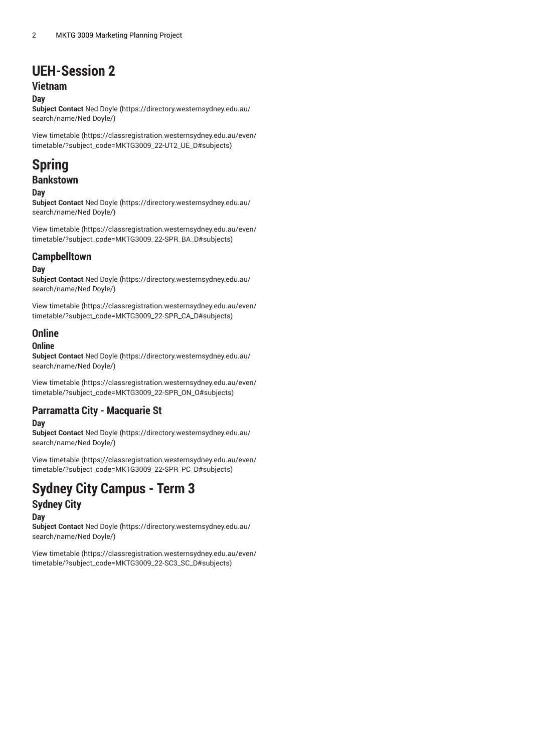# UEH-Session 2

## Vietnam

### Day

**Subject Contact** Ned Doyle (https://directory.westernsydney.edu.au/search/name/Ned Doyle/)

View timetable (https://classregistration.westernsydney.edu.au/even/timetable/?subject_code=MKTG3009_22-UT2_UE_D#subjects)

# Spring

## Bankstown

### Day

**Subject Contact** Ned Doyle (https://directory.westernsydney.edu.au/search/name/Ned Doyle/)

View timetable (https://classregistration.westernsydney.edu.au/even/timetable/?subject_code=MKTG3009_22-SPR_BA_D#subjects)

## Campbelltown

### Day

**Subject Contact** Ned Doyle (https://directory.westernsydney.edu.au/search/name/Ned Doyle/)

View timetable (https://classregistration.westernsydney.edu.au/even/timetable/?subject_code=MKTG3009_22-SPR_CA_D#subjects)

## Online

### Online

**Subject Contact** Ned Doyle (https://directory.westernsydney.edu.au/search/name/Ned Doyle/)

View timetable (https://classregistration.westernsydney.edu.au/even/timetable/?subject_code=MKTG3009_22-SPR_ON_O#subjects)

## Parramatta City - Macquarie St

### Day

**Subject Contact** Ned Doyle (https://directory.westernsydney.edu.au/search/name/Ned Doyle/)

View timetable (https://classregistration.westernsydney.edu.au/even/timetable/?subject_code=MKTG3009_22-SPR_PC_D#subjects)

# Sydney City Campus - Term 3

## Sydney City

### Day

**Subject Contact** Ned Doyle (https://directory.westernsydney.edu.au/search/name/Ned Doyle/)

View timetable (https://classregistration.westernsydney.edu.au/even/timetable/?subject_code=MKTG3009_22-SC3_SC_D#subjects)